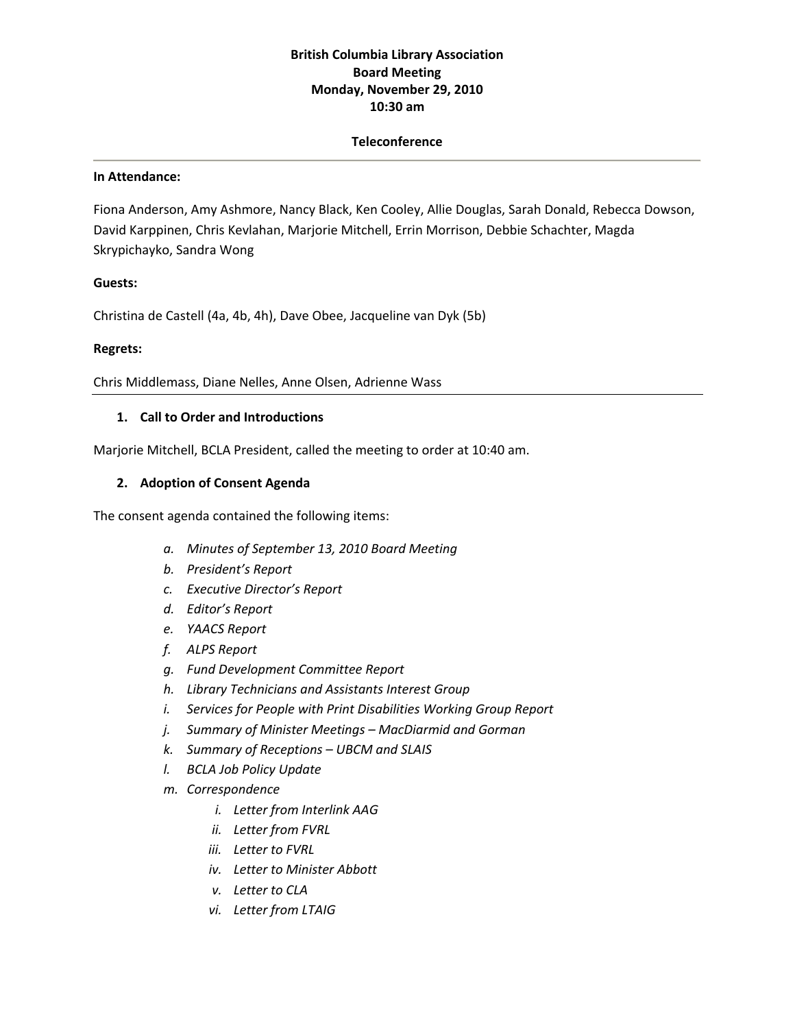**British Columbia Library Association**
**Board Meeting**
**Monday, November 29, 2010**
**10:30 am**

**Teleconference**

---

**In Attendance:**

Fiona Anderson, Amy Ashmore, Nancy Black, Ken Cooley, Allie Douglas, Sarah Donald, Rebecca Dowson, David Karppinen, Chris Kevlahan, Marjorie Mitchell, Errin Morrison, Debbie Schachter, Magda Skrypichayko, Sandra Wong

**Guests:**

Christina de Castell (4a, 4b, 4h), Dave Obee, Jacqueline van Dyk (5b)

**Regrets:**

Chris Middlemass, Diane Nelles, Anne Olsen, Adrienne Wass

---

### 1. Call to Order and Introductions

Marjorie Mitchell, BCLA President, called the meeting to order at 10:40 am.

### 2. Adoption of Consent Agenda

The consent agenda contained the following items:

a. *Minutes of September 13, 2010 Board Meeting*
b. *President's Report*
c. *Executive Director's Report*
d. *Editor's Report*
e. *YAACS Report*
f. *ALPS Report*
g. *Fund Development Committee Report*
h. *Library Technicians and Assistants Interest Group*
i. *Services for People with Print Disabilities Working Group Report*
j. *Summary of Minister Meetings – MacDiarmid and Gorman*
k. *Summary of Receptions – UBCM and SLAIS*
l. *BCLA Job Policy Update*
m. *Correspondence*
   i. *Letter from Interlink AAG*
   ii. *Letter from FVRL*
   iii. *Letter to FVRL*
   iv. *Letter to Minister Abbott*
   v. *Letter to CLA*
   vi. *Letter from LTAIG*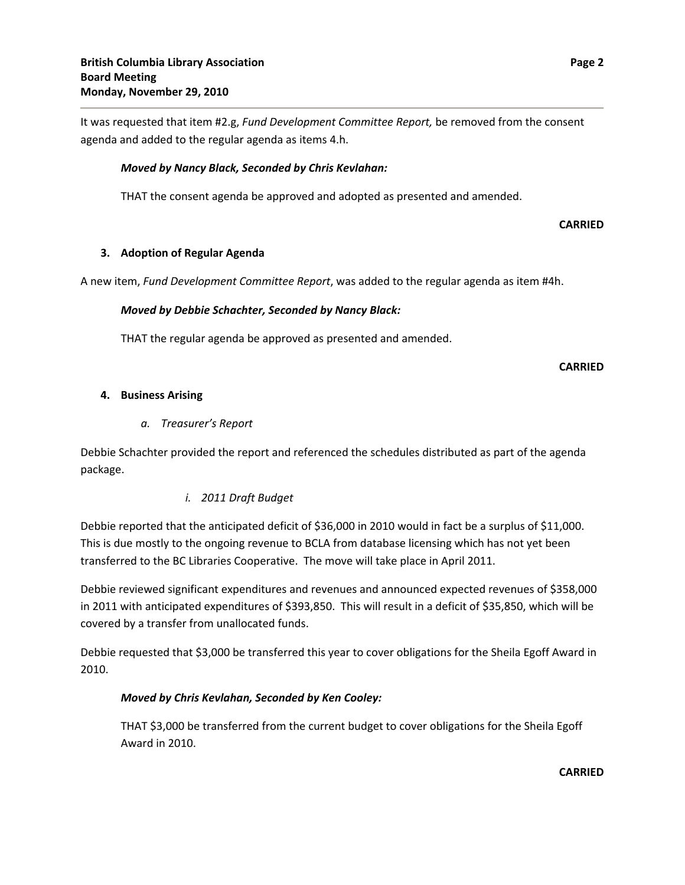It was requested that item #2.g, *Fund Development Committee Report,* be removed from the consent agenda and added to the regular agenda as items 4.h.

***Moved by Nancy Black, Seconded by Chris Kevlahan:***

THAT the consent agenda be approved and adopted as presented and amended.

**CARRIED**

### 3. Adoption of Regular Agenda

A new item, *Fund Development Committee Report*, was added to the regular agenda as item #4h.

***Moved by Debbie Schachter, Seconded by Nancy Black:***

THAT the regular agenda be approved as presented and amended.

**CARRIED**

### 4. Business Arising

*a. Treasurer's Report*

Debbie Schachter provided the report and referenced the schedules distributed as part of the agenda package.

*i. 2011 Draft Budget*

Debbie reported that the anticipated deficit of $36,000 in 2010 would in fact be a surplus of $11,000. This is due mostly to the ongoing revenue to BCLA from database licensing which has not yet been transferred to the BC Libraries Cooperative. The move will take place in April 2011.

Debbie reviewed significant expenditures and revenues and announced expected revenues of $358,000 in 2011 with anticipated expenditures of $393,850. This will result in a deficit of $35,850, which will be covered by a transfer from unallocated funds.

Debbie requested that $3,000 be transferred this year to cover obligations for the Sheila Egoff Award in 2010.

***Moved by Chris Kevlahan, Seconded by Ken Cooley:***

THAT $3,000 be transferred from the current budget to cover obligations for the Sheila Egoff Award in 2010.

**CARRIED**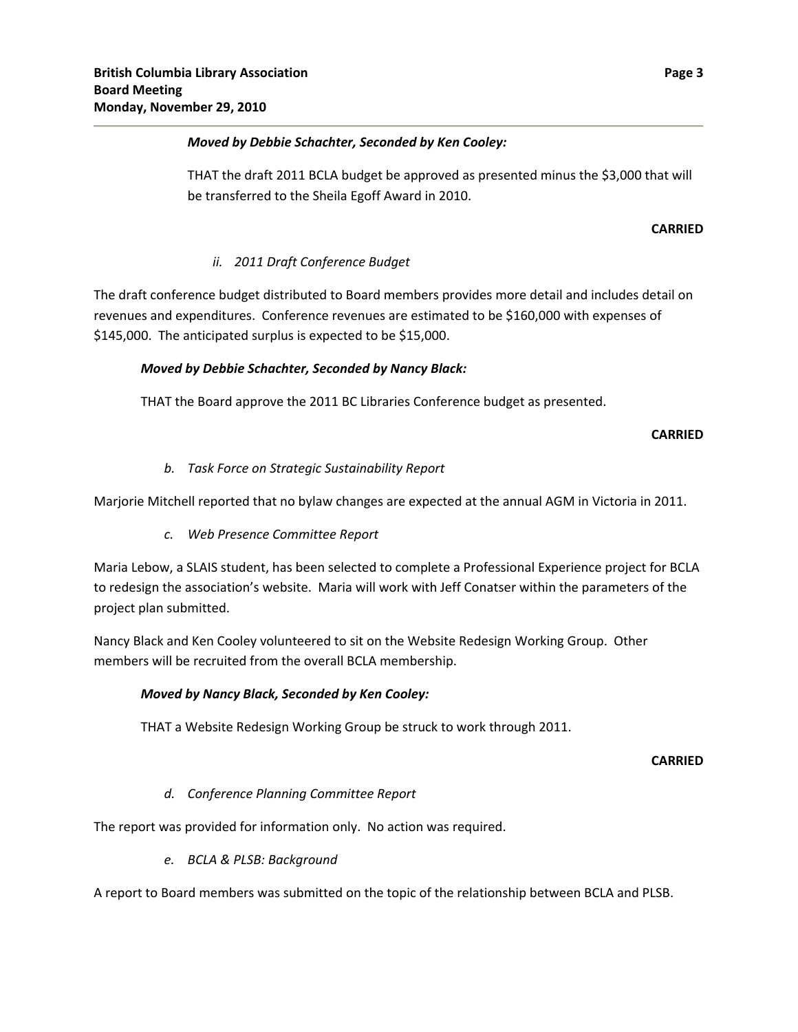***Moved by Debbie Schachter, Seconded by Ken Cooley:***

THAT the draft 2011 BCLA budget be approved as presented minus the $3,000 that will be transferred to the Sheila Egoff Award in 2010.

**CARRIED**

*ii. 2011 Draft Conference Budget*

The draft conference budget distributed to Board members provides more detail and includes detail on revenues and expenditures. Conference revenues are estimated to be $160,000 with expenses of $145,000. The anticipated surplus is expected to be $15,000.

***Moved by Debbie Schachter, Seconded by Nancy Black:***

THAT the Board approve the 2011 BC Libraries Conference budget as presented.

**CARRIED**

*b. Task Force on Strategic Sustainability Report*

Marjorie Mitchell reported that no bylaw changes are expected at the annual AGM in Victoria in 2011.

*c. Web Presence Committee Report*

Maria Lebow, a SLAIS student, has been selected to complete a Professional Experience project for BCLA to redesign the association's website. Maria will work with Jeff Conatser within the parameters of the project plan submitted.

Nancy Black and Ken Cooley volunteered to sit on the Website Redesign Working Group. Other members will be recruited from the overall BCLA membership.

***Moved by Nancy Black, Seconded by Ken Cooley:***

THAT a Website Redesign Working Group be struck to work through 2011.

**CARRIED**

*d. Conference Planning Committee Report*

The report was provided for information only. No action was required.

*e. BCLA & PLSB: Background*

A report to Board members was submitted on the topic of the relationship between BCLA and PLSB.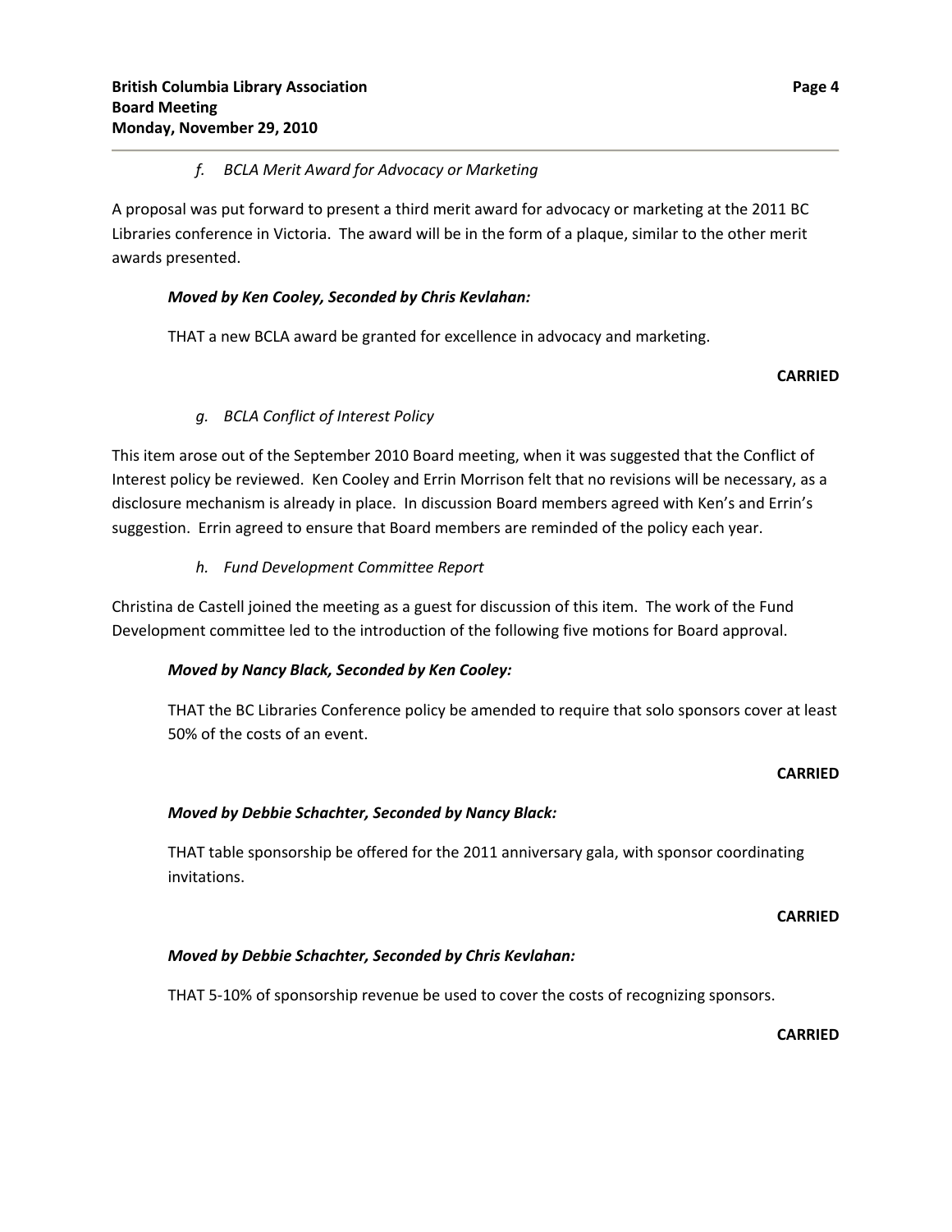*f. BCLA Merit Award for Advocacy or Marketing*

A proposal was put forward to present a third merit award for advocacy or marketing at the 2011 BC Libraries conference in Victoria. The award will be in the form of a plaque, similar to the other merit awards presented.

***Moved by Ken Cooley, Seconded by Chris Kevlahan:***

THAT a new BCLA award be granted for excellence in advocacy and marketing.

**CARRIED**

*g. BCLA Conflict of Interest Policy*

This item arose out of the September 2010 Board meeting, when it was suggested that the Conflict of Interest policy be reviewed. Ken Cooley and Errin Morrison felt that no revisions will be necessary, as a disclosure mechanism is already in place. In discussion Board members agreed with Ken's and Errin's suggestion. Errin agreed to ensure that Board members are reminded of the policy each year.

*h. Fund Development Committee Report*

Christina de Castell joined the meeting as a guest for discussion of this item. The work of the Fund Development committee led to the introduction of the following five motions for Board approval.

***Moved by Nancy Black, Seconded by Ken Cooley:***

THAT the BC Libraries Conference policy be amended to require that solo sponsors cover at least 50% of the costs of an event.

**CARRIED**

***Moved by Debbie Schachter, Seconded by Nancy Black:***

THAT table sponsorship be offered for the 2011 anniversary gala, with sponsor coordinating invitations.

**CARRIED**

***Moved by Debbie Schachter, Seconded by Chris Kevlahan:***

THAT 5-10% of sponsorship revenue be used to cover the costs of recognizing sponsors.

**CARRIED**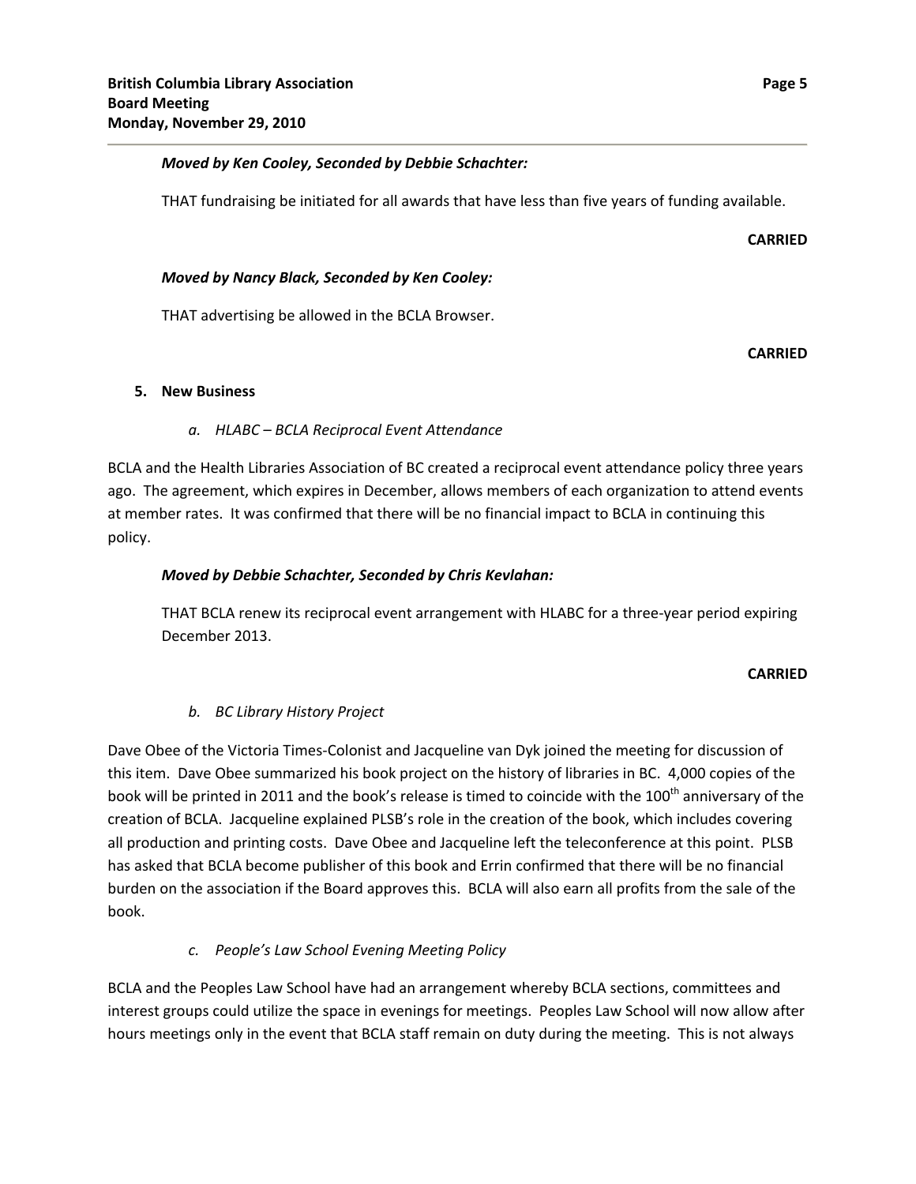*Moved by Ken Cooley, Seconded by Debbie Schachter:*

THAT fundraising be initiated for all awards that have less than five years of funding available.

**CARRIED**

*Moved by Nancy Black, Seconded by Ken Cooley:*

THAT advertising be allowed in the BCLA Browser.

**CARRIED**

**5. New Business**

*a. HLABC – BCLA Reciprocal Event Attendance*

BCLA and the Health Libraries Association of BC created a reciprocal event attendance policy three years ago. The agreement, which expires in December, allows members of each organization to attend events at member rates. It was confirmed that there will be no financial impact to BCLA in continuing this policy.

*Moved by Debbie Schachter, Seconded by Chris Kevlahan:*

THAT BCLA renew its reciprocal event arrangement with HLABC for a three-year period expiring December 2013.

**CARRIED**

*b. BC Library History Project*

Dave Obee of the Victoria Times-Colonist and Jacqueline van Dyk joined the meeting for discussion of this item. Dave Obee summarized his book project on the history of libraries in BC. 4,000 copies of the book will be printed in 2011 and the book's release is timed to coincide with the 100th anniversary of the creation of BCLA. Jacqueline explained PLSB's role in the creation of the book, which includes covering all production and printing costs. Dave Obee and Jacqueline left the teleconference at this point. PLSB has asked that BCLA become publisher of this book and Errin confirmed that there will be no financial burden on the association if the Board approves this. BCLA will also earn all profits from the sale of the book.

*c. People's Law School Evening Meeting Policy*

BCLA and the Peoples Law School have had an arrangement whereby BCLA sections, committees and interest groups could utilize the space in evenings for meetings. Peoples Law School will now allow after hours meetings only in the event that BCLA staff remain on duty during the meeting. This is not always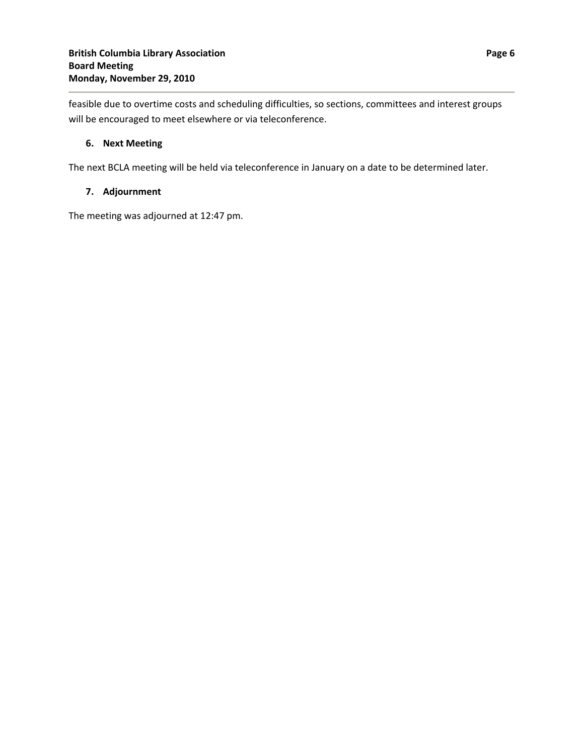feasible due to overtime costs and scheduling difficulties, so sections, committees and interest groups will be encouraged to meet elsewhere or via teleconference.

### 6. Next Meeting

The next BCLA meeting will be held via teleconference in January on a date to be determined later.

### 7. Adjournment

The meeting was adjourned at 12:47 pm.